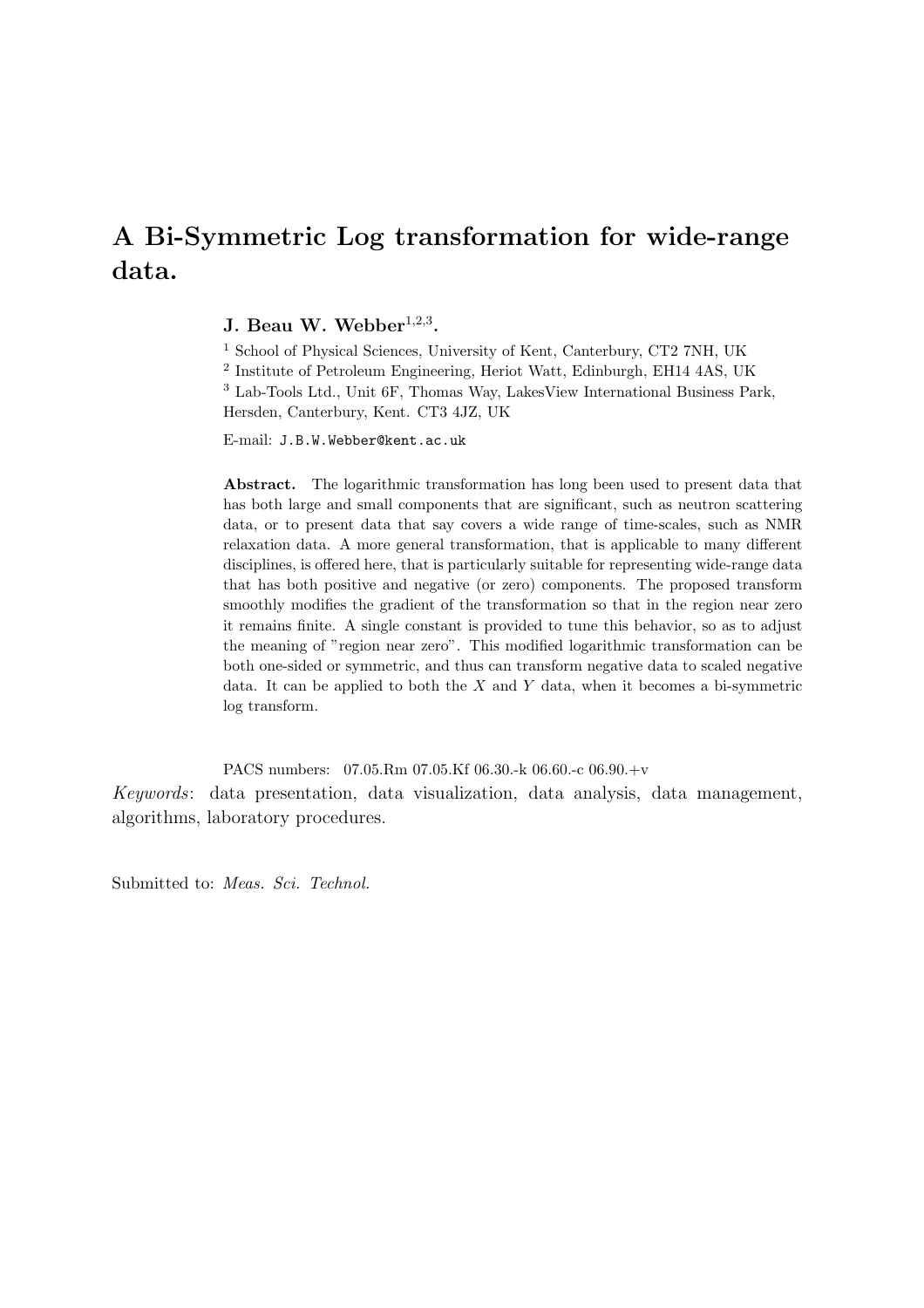# A Bi-Symmetric Log transformation for wide-range data.

**J. Beau W. Webber**[1,2,3]**.**

[1] School of Physical Sciences, University of Kent, Canterbury, CT2 7NH, UK

[2] Institute of Petroleum Engineering, Heriot Watt, Edinburgh, EH14 4AS, UK

[3] Lab-Tools Ltd., Unit 6F, Thomas Way, LakesView International Business Park, Hersden, Canterbury, Kent. CT3 4JZ, UK

E-mail: `J.B.W.Webber@kent.ac.uk`

**Abstract.** The logarithmic transformation has long been used to present data that has both large and small components that are significant, such as neutron scattering data, or to present data that say covers a wide range of time-scales, such as NMR relaxation data. A more general transformation, that is applicable to many different disciplines, is offered here, that is particularly suitable for representing wide-range data that has both positive and negative (or zero) components. The proposed transform smoothly modifies the gradient of the transformation so that in the region near zero it remains finite. A single constant is provided to tune this behavior, so as to adjust the meaning of "region near zero". This modified logarithmic transformation can be both one-sided or symmetric, and thus can transform negative data to scaled negative data. It can be applied to both the $X$ and $Y$ data, when it becomes a bi-symmetric log transform.

PACS numbers: 07.05.Rm 07.05.Kf 06.30.-k 06.60.-c 06.90.+v

*Keywords*: data presentation, data visualization, data analysis, data management, algorithms, laboratory procedures.

Submitted to: *Meas. Sci. Technol.*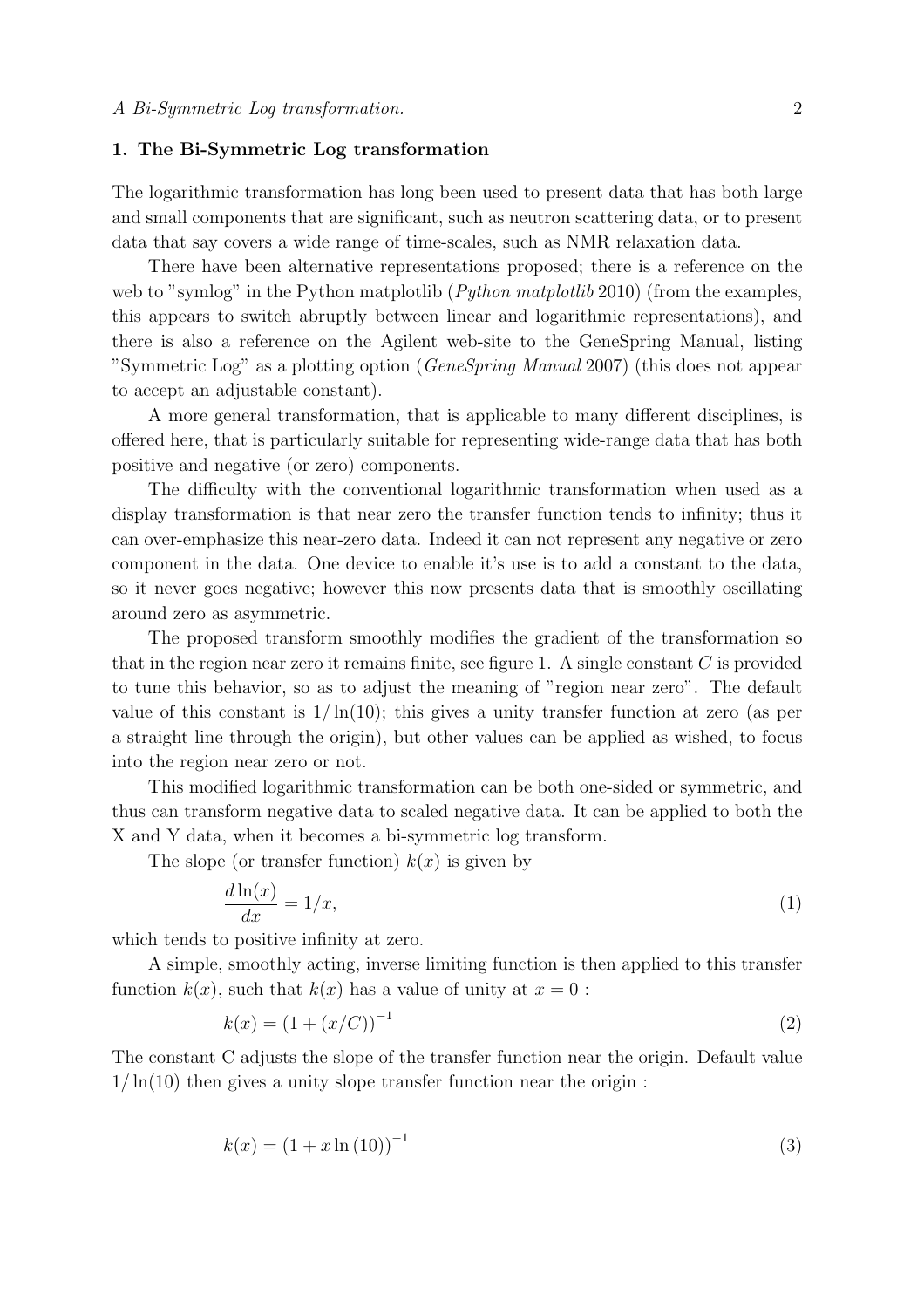## 1. The Bi-Symmetric Log transformation

The logarithmic transformation has long been used to present data that has both large and small components that are significant, such as neutron scattering data, or to present data that say covers a wide range of time-scales, such as NMR relaxation data.

There have been alternative representations proposed; there is a reference on the web to "symlog" in the Python matplotlib (*Python matplotlib* 2010) (from the examples, this appears to switch abruptly between linear and logarithmic representations), and there is also a reference on the Agilent web-site to the GeneSpring Manual, listing "Symmetric Log" as a plotting option (*GeneSpring Manual* 2007) (this does not appear to accept an adjustable constant).

A more general transformation, that is applicable to many different disciplines, is offered here, that is particularly suitable for representing wide-range data that has both positive and negative (or zero) components.

The difficulty with the conventional logarithmic transformation when used as a display transformation is that near zero the transfer function tends to infinity; thus it can over-emphasize this near-zero data. Indeed it can not represent any negative or zero component in the data. One device to enable it's use is to add a constant to the data, so it never goes negative; however this now presents data that is smoothly oscillating around zero as asymmetric.

The proposed transform smoothly modifies the gradient of the transformation so that in the region near zero it remains finite, see figure 1. A single constant $C$ is provided to tune this behavior, so as to adjust the meaning of "region near zero". The default value of this constant is $1/\ln(10)$; this gives a unity transfer function at zero (as per a straight line through the origin), but other values can be applied as wished, to focus into the region near zero or not.

This modified logarithmic transformation can be both one-sided or symmetric, and thus can transform negative data to scaled negative data. It can be applied to both the X and Y data, when it becomes a bi-symmetric log transform.

The slope (or transfer function) $k(x)$ is given by

$$\frac{d\ln(x)}{dx} = 1/x, \tag{1}$$

which tends to positive infinity at zero.

A simple, smoothly acting, inverse limiting function is then applied to this transfer function $k(x)$, such that $k(x)$ has a value of unity at $x = 0$ :

$$k(x) = (1 + (x/C))^{-1} \tag{2}$$

The constant C adjusts the slope of the transfer function near the origin. Default value $1/\ln(10)$ then gives a unity slope transfer function near the origin :

$$k(x) = (1 + x\ln(10))^{-1} \tag{3}$$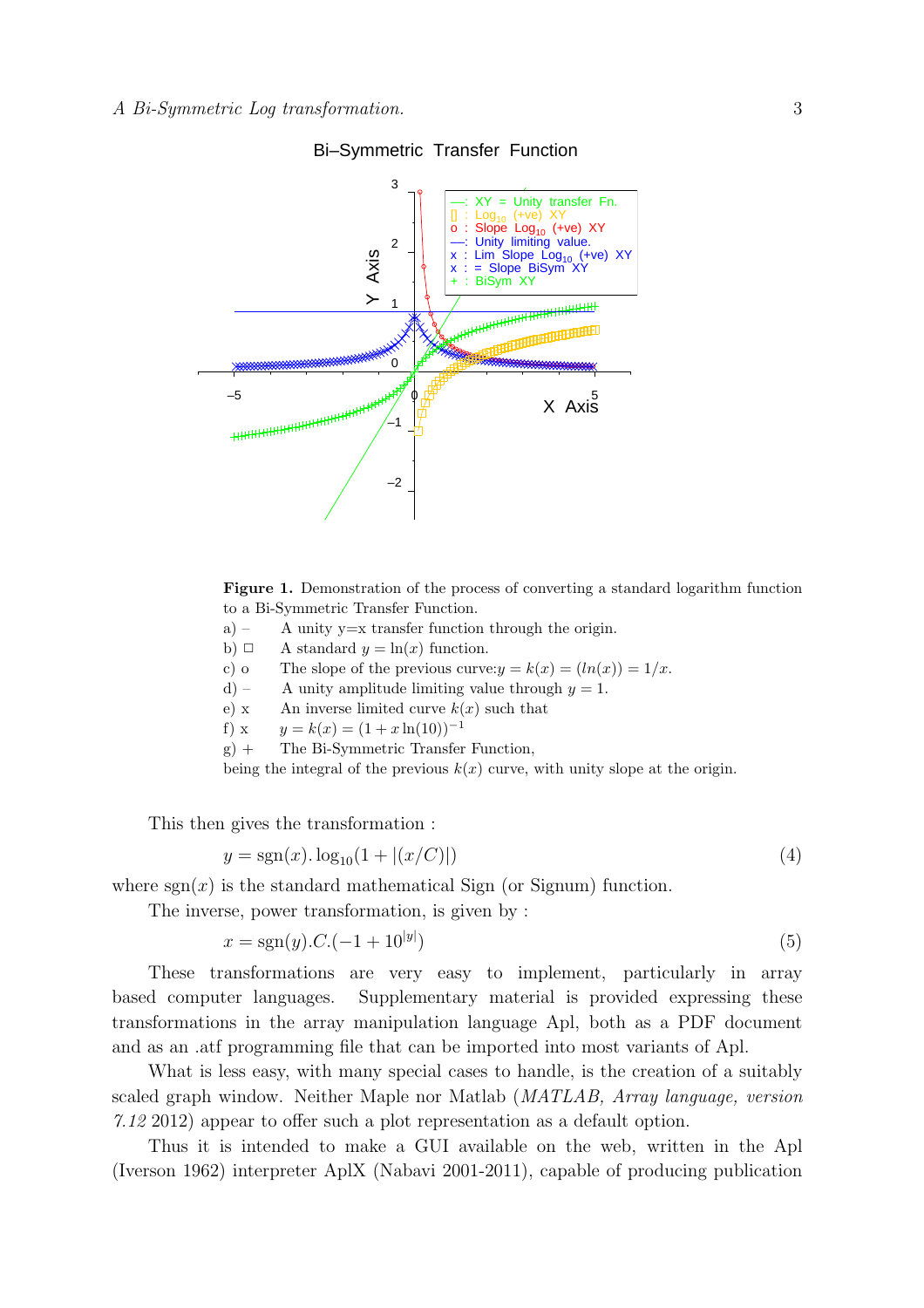**Figure 1.** Demonstration of the process of converting a standard logarithm function to a Bi-Symmetric Transfer Function.

a) – A unity y=x transfer function through the origin.

b) □ A standard $y = \ln(x)$ function.

c) o The slope of the previous curve:$y = k(x) = (ln(x)) = 1/x$.

d) – A unity amplitude limiting value through $y = 1$.

e) x An inverse limited curve $k(x)$ such that

f) x $y = k(x) = (1 + x\ln(10))^{-1}$

g) + The Bi-Symmetric Transfer Function,

being the integral of the previous $k(x)$ curve, with unity slope at the origin.

This then gives the transformation :

$$y = \text{sgn}(x). \log_{10}(1 + |(x/C)|) \tag{4}$$

where $\text{sgn}(x)$ is the standard mathematical Sign (or Signum) function.

The inverse, power transformation, is given by :

$$x = \text{sgn}(y).C.(-1 + 10^{|y|}) \tag{5}$$

These transformations are very easy to implement, particularly in array based computer languages. Supplementary material is provided expressing these transformations in the array manipulation language Apl, both as a PDF document and as an .atf programming file that can be imported into most variants of Apl.

What is less easy, with many special cases to handle, is the creation of a suitably scaled graph window. Neither Maple nor Matlab (*MATLAB, Array language, version 7.12* 2012) appear to offer such a plot representation as a default option.

Thus it is intended to make a GUI available on the web, written in the Apl (Iverson 1962) interpreter AplX (Nabavi 2001-2011), capable of producing publication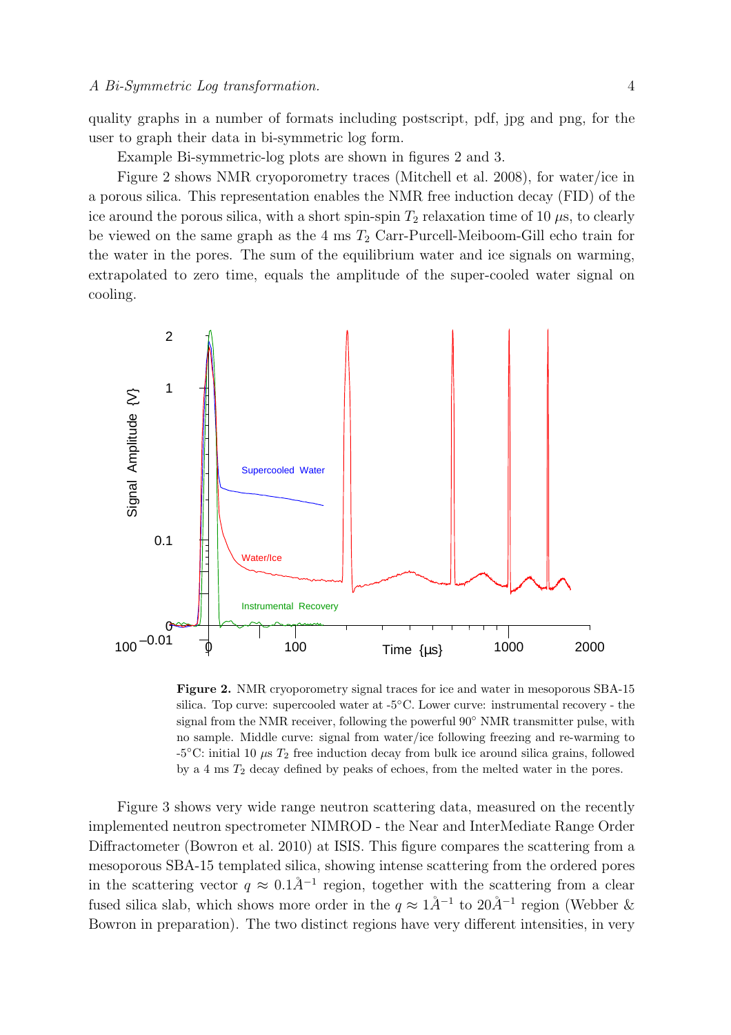quality graphs in a number of formats including postscript, pdf, jpg and png, for the user to graph their data in bi-symmetric log form.

Example Bi-symmetric-log plots are shown in figures 2 and 3.

Figure 2 shows NMR cryoporometry traces (Mitchell et al. 2008), for water/ice in a porous silica. This representation enables the NMR free induction decay (FID) of the ice around the porous silica, with a short spin-spin $T_2$ relaxation time of 10 $\mu$s, to clearly be viewed on the same graph as the 4 ms $T_2$ Carr-Purcell-Meiboom-Gill echo train for the water in the pores. The sum of the equilibrium water and ice signals on warming, extrapolated to zero time, equals the amplitude of the super-cooled water signal on cooling.

**Figure 2.** NMR cryoporometry signal traces for ice and water in mesoporous SBA-15 silica. Top curve: supercooled water at -5°C. Lower curve: instrumental recovery - the signal from the NMR receiver, following the powerful 90° NMR transmitter pulse, with no sample. Middle curve: signal from water/ice following freezing and re-warming to -5°C: initial 10 $\mu$s $T_2$ free induction decay from bulk ice around silica grains, followed by a 4 ms $T_2$ decay defined by peaks of echoes, from the melted water in the pores.

Figure 3 shows very wide range neutron scattering data, measured on the recently implemented neutron spectrometer NIMROD - the Near and InterMediate Range Order Diffractometer (Bowron et al. 2010) at ISIS. This figure compares the scattering from a mesoporous SBA-15 templated silica, showing intense scattering from the ordered pores in the scattering vector $q \approx 0.1Å^{-1}$ region, together with the scattering from a clear fused silica slab, which shows more order in the $q \approx 1Å^{-1}$ to $20Å^{-1}$ region (Webber & Bowron in preparation). The two distinct regions have very different intensities, in very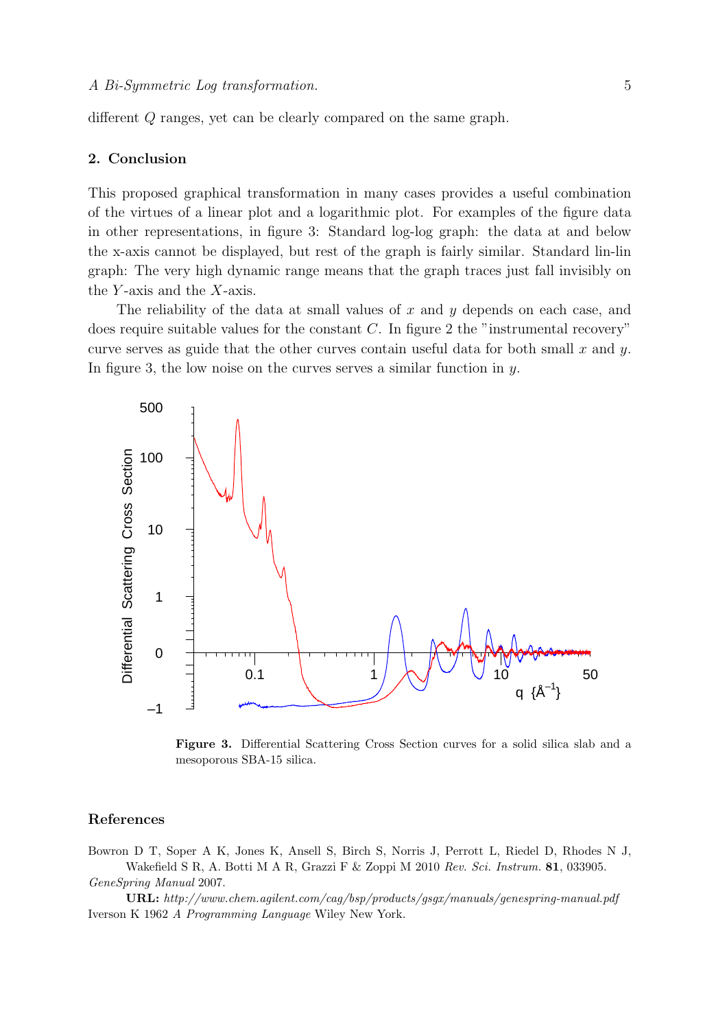different $Q$ ranges, yet can be clearly compared on the same graph.

## 2. Conclusion

This proposed graphical transformation in many cases provides a useful combination of the virtues of a linear plot and a logarithmic plot. For examples of the figure data in other representations, in figure 3: Standard log-log graph: the data at and below the x-axis cannot be displayed, but rest of the graph is fairly similar. Standard lin-lin graph: The very high dynamic range means that the graph traces just fall invisibly on the $Y$-axis and the $X$-axis.

The reliability of the data at small values of $x$ and $y$ depends on each case, and does require suitable values for the constant $C$. In figure 2 the "instrumental recovery" curve serves as guide that the other curves contain useful data for both small $x$ and $y$. In figure 3, the low noise on the curves serves a similar function in $y$.

**Figure 3.** Differential Scattering Cross Section curves for a solid silica slab and a mesoporous SBA-15 silica.

## References

Bowron D T, Soper A K, Jones K, Ansell S, Birch S, Norris J, Perrott L, Riedel D, Rhodes N J, Wakefield S R, A. Botti M A R, Grazzi F & Zoppi M 2010 *Rev. Sci. Instrum.* **81**, 033905.

*GeneSpring Manual* 2007.
**URL:** *http://www.chem.agilent.com/cag/bsp/products/gsgx/manuals/genespring-manual.pdf*

Iverson K 1962 *A Programming Language* Wiley New York.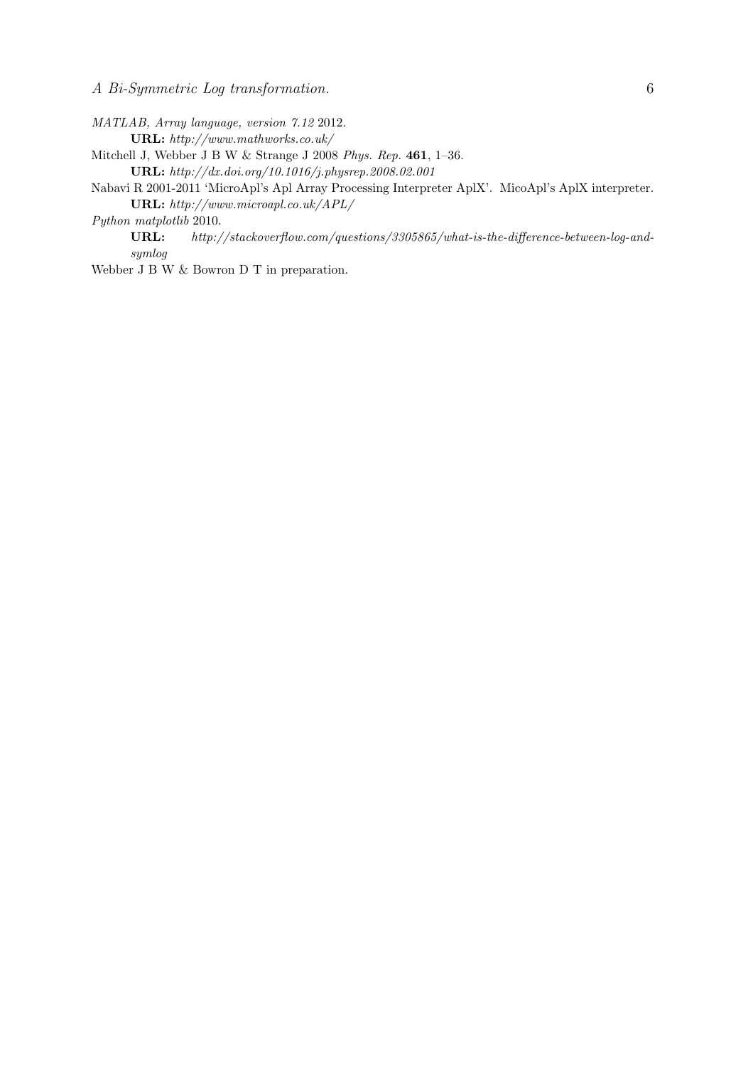*MATLAB, Array language, version 7.12* 2012.
  **URL:** *http://www.mathworks.co.uk/*

Mitchell J, Webber J B W & Strange J 2008 *Phys. Rep.* **461**, 1–36.
  **URL:** *http://dx.doi.org/10.1016/j.physrep.2008.02.001*

Nabavi R 2001-2011 'MicroApl's Apl Array Processing Interpreter AplX'. MicoApl's AplX interpreter.
  **URL:** *http://www.microapl.co.uk/APL/*

*Python matplotlib* 2010.
  **URL:** *http://stackoverflow.com/questions/3305865/what-is-the-difference-between-log-and-symlog*

Webber J B W & Bowron D T in preparation.